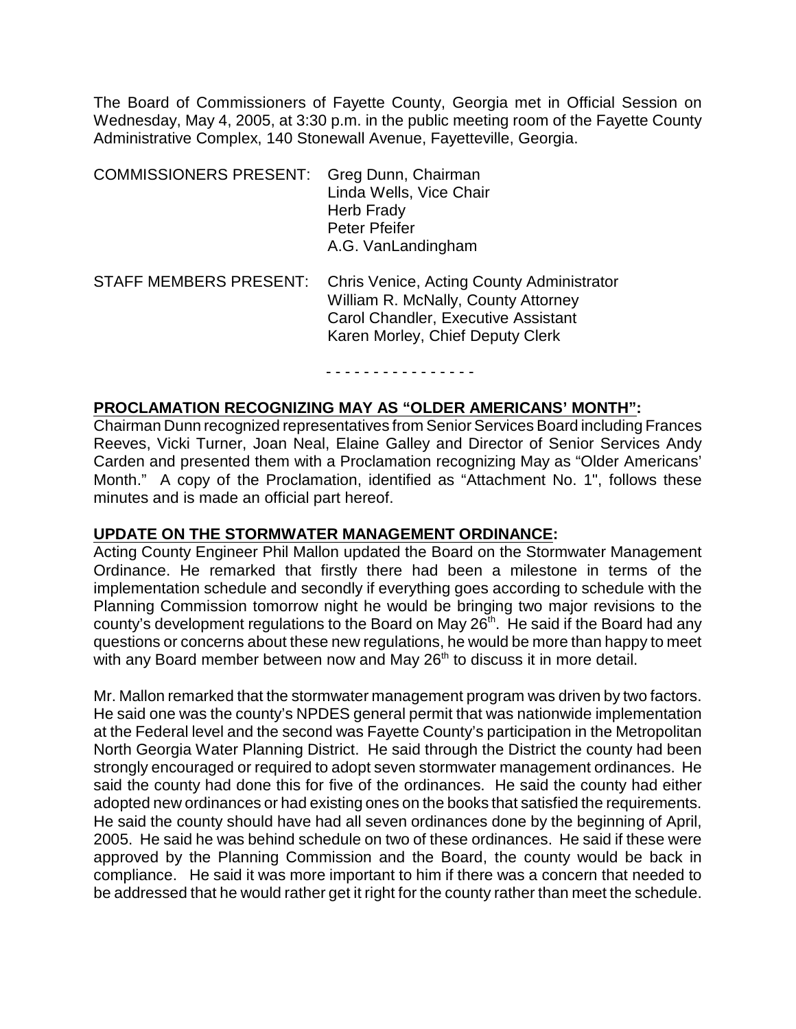The Board of Commissioners of Fayette County, Georgia met in Official Session on Wednesday, May 4, 2005, at 3:30 p.m. in the public meeting room of the Fayette County Administrative Complex, 140 Stonewall Avenue, Fayetteville, Georgia.

COMMISSIONERS PRESENT: Greg Dunn, Chairman
Linda Wells, Vice Chair
Herb Frady
Peter Pfeifer
A.G. VanLandingham

STAFF MEMBERS PRESENT: Chris Venice, Acting County Administrator
William R. McNally, County Attorney
Carol Chandler, Executive Assistant
Karen Morley, Chief Deputy Clerk

- - - - - - - - - - - - - - - -

**PROCLAMATION RECOGNIZING MAY AS "OLDER AMERICANS' MONTH":**

Chairman Dunn recognized representatives from Senior Services Board including Frances Reeves, Vicki Turner, Joan Neal, Elaine Galley and Director of Senior Services Andy Carden and presented them with a Proclamation recognizing May as "Older Americans' Month." A copy of the Proclamation, identified as "Attachment No. 1", follows these minutes and is made an official part hereof.

**UPDATE ON THE STORMWATER MANAGEMENT ORDINANCE:**

Acting County Engineer Phil Mallon updated the Board on the Stormwater Management Ordinance. He remarked that firstly there had been a milestone in terms of the implementation schedule and secondly if everything goes according to schedule with the Planning Commission tomorrow night he would be bringing two major revisions to the county's development regulations to the Board on May 26th. He said if the Board had any questions or concerns about these new regulations, he would be more than happy to meet with any Board member between now and May 26th to discuss it in more detail.

Mr. Mallon remarked that the stormwater management program was driven by two factors. He said one was the county's NPDES general permit that was nationwide implementation at the Federal level and the second was Fayette County's participation in the Metropolitan North Georgia Water Planning District. He said through the District the county had been strongly encouraged or required to adopt seven stormwater management ordinances. He said the county had done this for five of the ordinances. He said the county had either adopted new ordinances or had existing ones on the books that satisfied the requirements. He said the county should have had all seven ordinances done by the beginning of April, 2005. He said he was behind schedule on two of these ordinances. He said if these were approved by the Planning Commission and the Board, the county would be back in compliance. He said it was more important to him if there was a concern that needed to be addressed that he would rather get it right for the county rather than meet the schedule.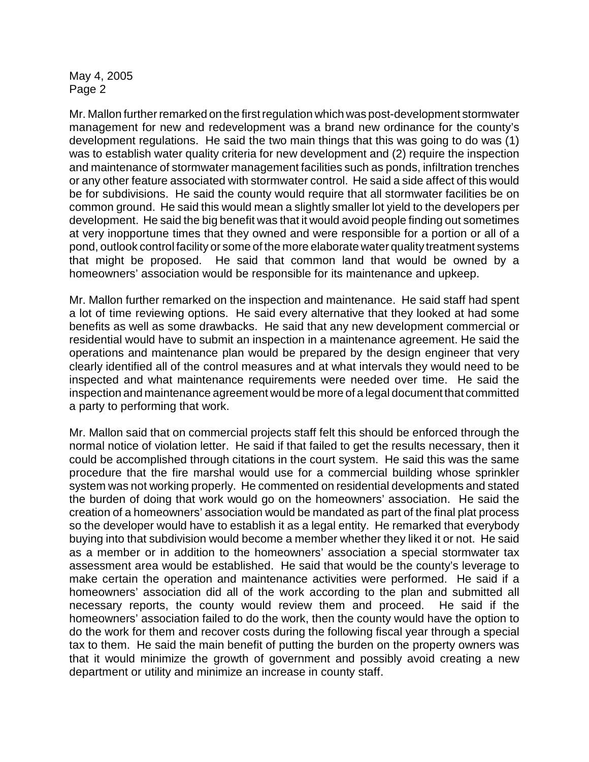Mr. Mallon further remarked on the first regulation which was post-development stormwater management for new and redevelopment was a brand new ordinance for the county's development regulations. He said the two main things that this was going to do was (1) was to establish water quality criteria for new development and (2) require the inspection and maintenance of stormwater management facilities such as ponds, infiltration trenches or any other feature associated with stormwater control. He said a side affect of this would be for subdivisions. He said the county would require that all stormwater facilities be on common ground. He said this would mean a slightly smaller lot yield to the developers per development. He said the big benefit was that it would avoid people finding out sometimes at very inopportune times that they owned and were responsible for a portion or all of a pond, outlook control facility or some of the more elaborate water quality treatment systems that might be proposed. He said that common land that would be owned by a homeowners' association would be responsible for its maintenance and upkeep.

Mr. Mallon further remarked on the inspection and maintenance. He said staff had spent a lot of time reviewing options. He said every alternative that they looked at had some benefits as well as some drawbacks. He said that any new development commercial or residential would have to submit an inspection in a maintenance agreement. He said the operations and maintenance plan would be prepared by the design engineer that very clearly identified all of the control measures and at what intervals they would need to be inspected and what maintenance requirements were needed over time. He said the inspection and maintenance agreement would be more of a legal document that committed a party to performing that work.

Mr. Mallon said that on commercial projects staff felt this should be enforced through the normal notice of violation letter. He said if that failed to get the results necessary, then it could be accomplished through citations in the court system. He said this was the same procedure that the fire marshal would use for a commercial building whose sprinkler system was not working properly. He commented on residential developments and stated the burden of doing that work would go on the homeowners' association. He said the creation of a homeowners' association would be mandated as part of the final plat process so the developer would have to establish it as a legal entity. He remarked that everybody buying into that subdivision would become a member whether they liked it or not. He said as a member or in addition to the homeowners' association a special stormwater tax assessment area would be established. He said that would be the county's leverage to make certain the operation and maintenance activities were performed. He said if a homeowners' association did all of the work according to the plan and submitted all necessary reports, the county would review them and proceed. He said if the homeowners' association failed to do the work, then the county would have the option to do the work for them and recover costs during the following fiscal year through a special tax to them. He said the main benefit of putting the burden on the property owners was that it would minimize the growth of government and possibly avoid creating a new department or utility and minimize an increase in county staff.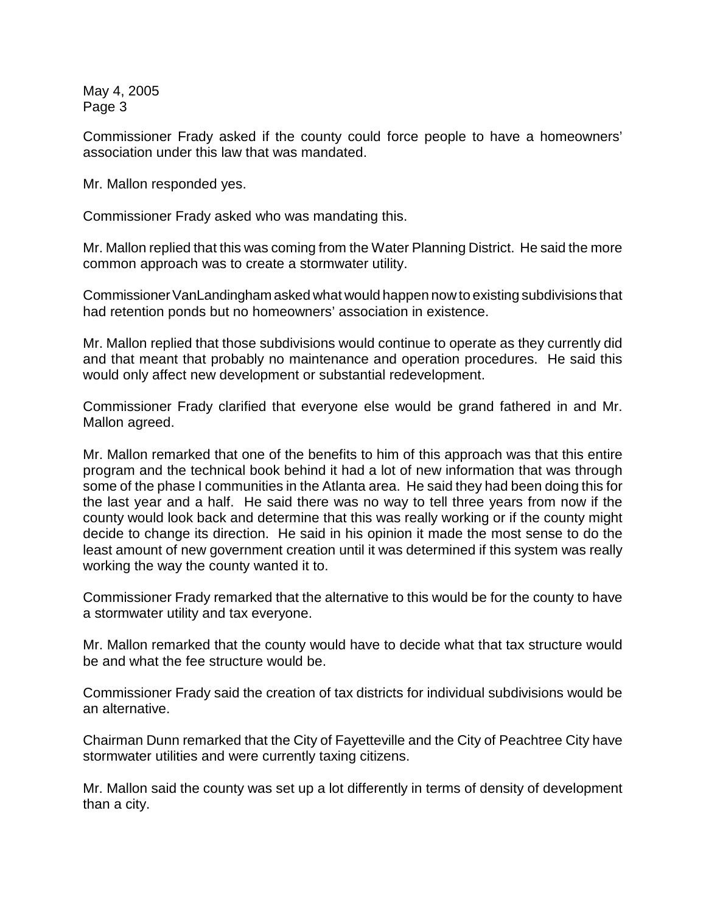Commissioner Frady asked if the county could force people to have a homeowners' association under this law that was mandated.

Mr. Mallon responded yes.

Commissioner Frady asked who was mandating this.

Mr. Mallon replied that this was coming from the Water Planning District. He said the more common approach was to create a stormwater utility.

Commissioner VanLandingham asked what would happen now to existing subdivisions that had retention ponds but no homeowners' association in existence.

Mr. Mallon replied that those subdivisions would continue to operate as they currently did and that meant that probably no maintenance and operation procedures. He said this would only affect new development or substantial redevelopment.

Commissioner Frady clarified that everyone else would be grand fathered in and Mr. Mallon agreed.

Mr. Mallon remarked that one of the benefits to him of this approach was that this entire program and the technical book behind it had a lot of new information that was through some of the phase I communities in the Atlanta area. He said they had been doing this for the last year and a half. He said there was no way to tell three years from now if the county would look back and determine that this was really working or if the county might decide to change its direction. He said in his opinion it made the most sense to do the least amount of new government creation until it was determined if this system was really working the way the county wanted it to.

Commissioner Frady remarked that the alternative to this would be for the county to have a stormwater utility and tax everyone.

Mr. Mallon remarked that the county would have to decide what that tax structure would be and what the fee structure would be.

Commissioner Frady said the creation of tax districts for individual subdivisions would be an alternative.

Chairman Dunn remarked that the City of Fayetteville and the City of Peachtree City have stormwater utilities and were currently taxing citizens.

Mr. Mallon said the county was set up a lot differently in terms of density of development than a city.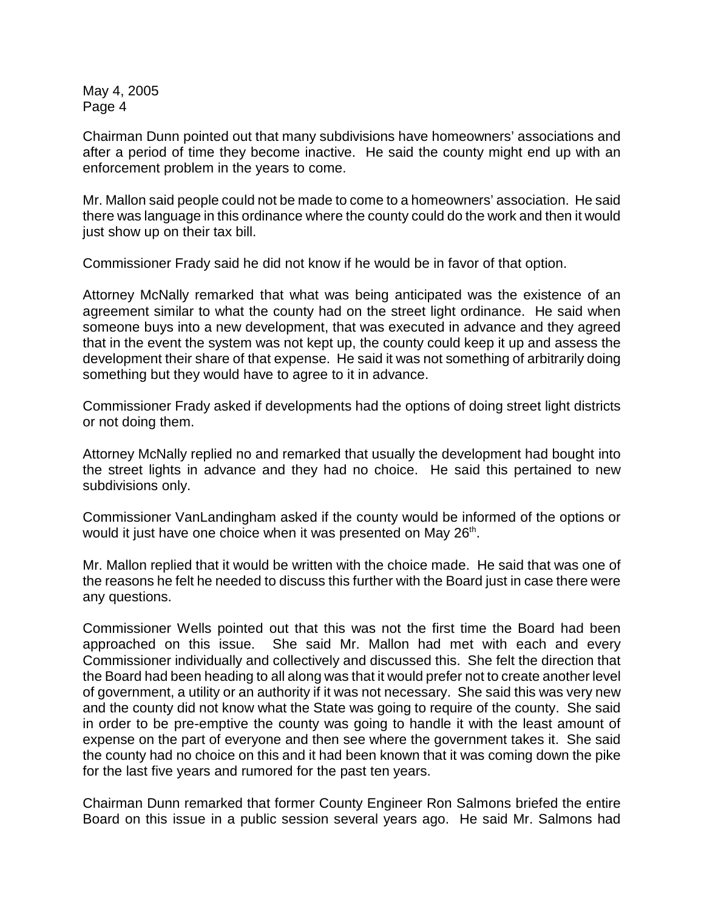Chairman Dunn pointed out that many subdivisions have homeowners' associations and after a period of time they become inactive. He said the county might end up with an enforcement problem in the years to come.

Mr. Mallon said people could not be made to come to a homeowners' association. He said there was language in this ordinance where the county could do the work and then it would just show up on their tax bill.

Commissioner Frady said he did not know if he would be in favor of that option.

Attorney McNally remarked that what was being anticipated was the existence of an agreement similar to what the county had on the street light ordinance. He said when someone buys into a new development, that was executed in advance and they agreed that in the event the system was not kept up, the county could keep it up and assess the development their share of that expense. He said it was not something of arbitrarily doing something but they would have to agree to it in advance.

Commissioner Frady asked if developments had the options of doing street light districts or not doing them.

Attorney McNally replied no and remarked that usually the development had bought into the street lights in advance and they had no choice. He said this pertained to new subdivisions only.

Commissioner VanLandingham asked if the county would be informed of the options or would it just have one choice when it was presented on May 26th.

Mr. Mallon replied that it would be written with the choice made. He said that was one of the reasons he felt he needed to discuss this further with the Board just in case there were any questions.

Commissioner Wells pointed out that this was not the first time the Board had been approached on this issue. She said Mr. Mallon had met with each and every Commissioner individually and collectively and discussed this. She felt the direction that the Board had been heading to all along was that it would prefer not to create another level of government, a utility or an authority if it was not necessary. She said this was very new and the county did not know what the State was going to require of the county. She said in order to be pre-emptive the county was going to handle it with the least amount of expense on the part of everyone and then see where the government takes it. She said the county had no choice on this and it had been known that it was coming down the pike for the last five years and rumored for the past ten years.

Chairman Dunn remarked that former County Engineer Ron Salmons briefed the entire Board on this issue in a public session several years ago. He said Mr. Salmons had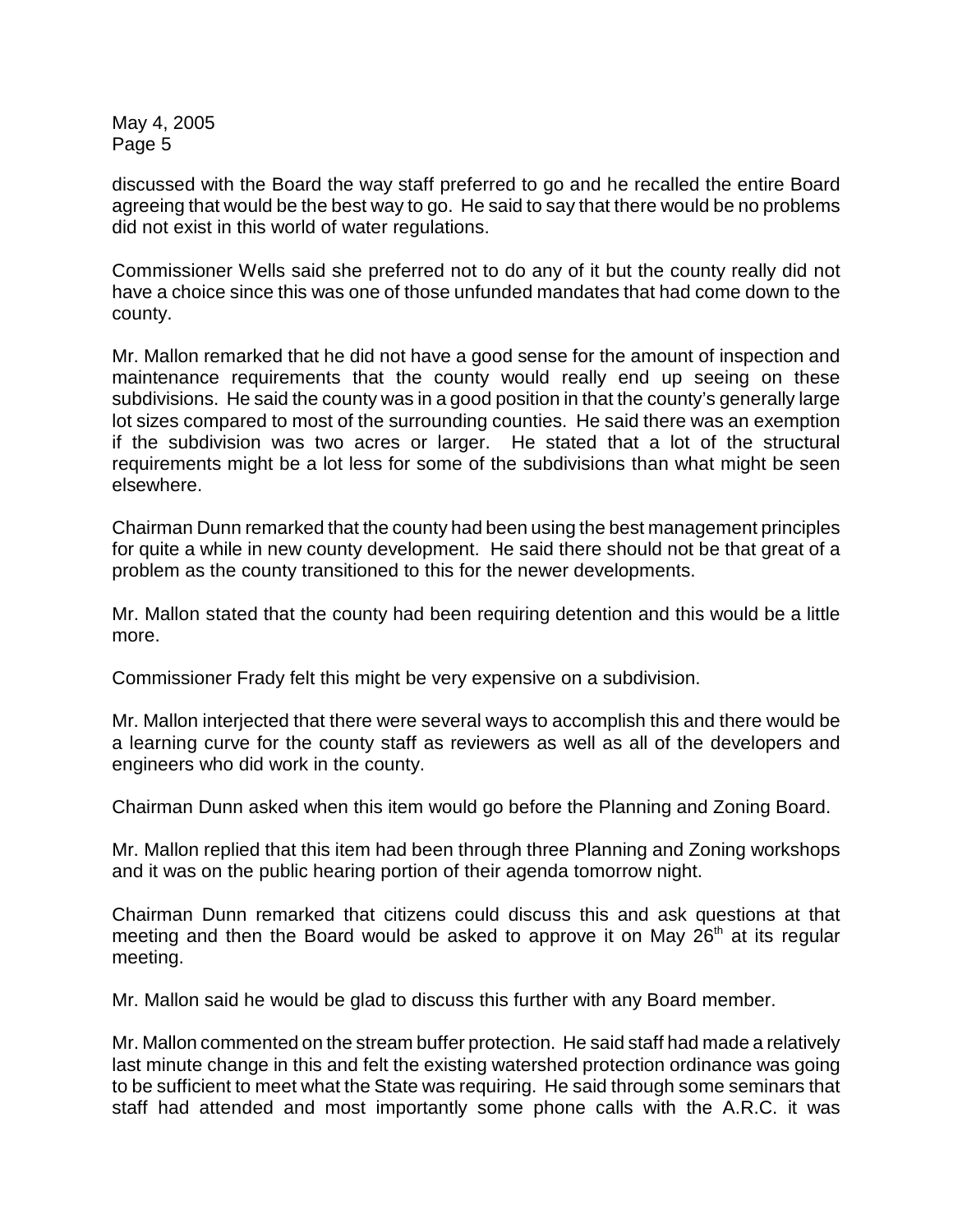discussed with the Board the way staff preferred to go and he recalled the entire Board agreeing that would be the best way to go. He said to say that there would be no problems did not exist in this world of water regulations.

Commissioner Wells said she preferred not to do any of it but the county really did not have a choice since this was one of those unfunded mandates that had come down to the county.

Mr. Mallon remarked that he did not have a good sense for the amount of inspection and maintenance requirements that the county would really end up seeing on these subdivisions. He said the county was in a good position in that the county's generally large lot sizes compared to most of the surrounding counties. He said there was an exemption if the subdivision was two acres or larger. He stated that a lot of the structural requirements might be a lot less for some of the subdivisions than what might be seen elsewhere.

Chairman Dunn remarked that the county had been using the best management principles for quite a while in new county development. He said there should not be that great of a problem as the county transitioned to this for the newer developments.

Mr. Mallon stated that the county had been requiring detention and this would be a little more.

Commissioner Frady felt this might be very expensive on a subdivision.

Mr. Mallon interjected that there were several ways to accomplish this and there would be a learning curve for the county staff as reviewers as well as all of the developers and engineers who did work in the county.

Chairman Dunn asked when this item would go before the Planning and Zoning Board.

Mr. Mallon replied that this item had been through three Planning and Zoning workshops and it was on the public hearing portion of their agenda tomorrow night.

Chairman Dunn remarked that citizens could discuss this and ask questions at that meeting and then the Board would be asked to approve it on May 26th at its regular meeting.

Mr. Mallon said he would be glad to discuss this further with any Board member.

Mr. Mallon commented on the stream buffer protection. He said staff had made a relatively last minute change in this and felt the existing watershed protection ordinance was going to be sufficient to meet what the State was requiring. He said through some seminars that staff had attended and most importantly some phone calls with the A.R.C. it was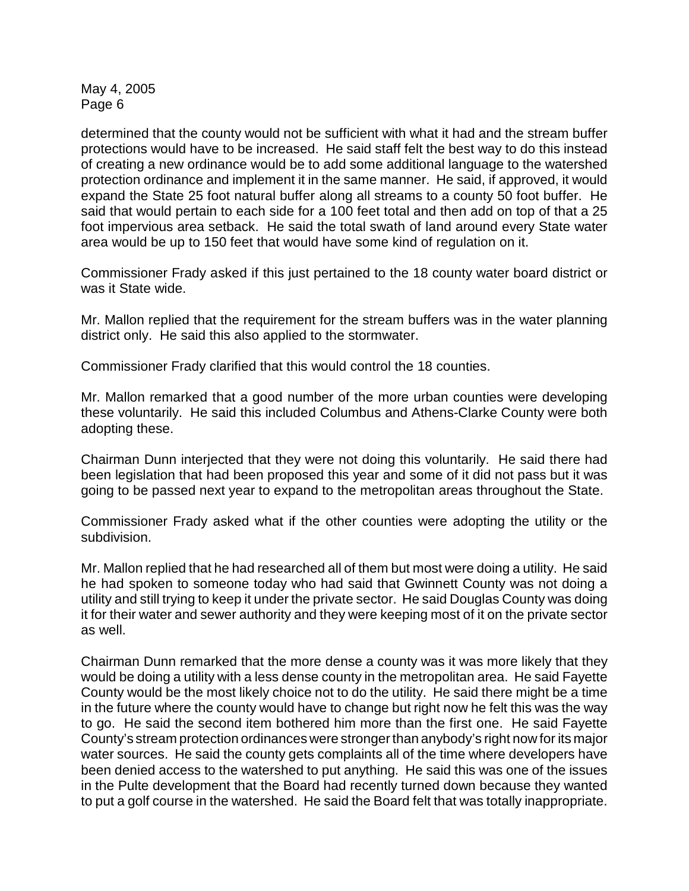determined that the county would not be sufficient with what it had and the stream buffer protections would have to be increased. He said staff felt the best way to do this instead of creating a new ordinance would be to add some additional language to the watershed protection ordinance and implement it in the same manner. He said, if approved, it would expand the State 25 foot natural buffer along all streams to a county 50 foot buffer. He said that would pertain to each side for a 100 feet total and then add on top of that a 25 foot impervious area setback. He said the total swath of land around every State water area would be up to 150 feet that would have some kind of regulation on it.

Commissioner Frady asked if this just pertained to the 18 county water board district or was it State wide.

Mr. Mallon replied that the requirement for the stream buffers was in the water planning district only. He said this also applied to the stormwater.

Commissioner Frady clarified that this would control the 18 counties.

Mr. Mallon remarked that a good number of the more urban counties were developing these voluntarily. He said this included Columbus and Athens-Clarke County were both adopting these.

Chairman Dunn interjected that they were not doing this voluntarily. He said there had been legislation that had been proposed this year and some of it did not pass but it was going to be passed next year to expand to the metropolitan areas throughout the State.

Commissioner Frady asked what if the other counties were adopting the utility or the subdivision.

Mr. Mallon replied that he had researched all of them but most were doing a utility. He said he had spoken to someone today who had said that Gwinnett County was not doing a utility and still trying to keep it under the private sector. He said Douglas County was doing it for their water and sewer authority and they were keeping most of it on the private sector as well.

Chairman Dunn remarked that the more dense a county was it was more likely that they would be doing a utility with a less dense county in the metropolitan area. He said Fayette County would be the most likely choice not to do the utility. He said there might be a time in the future where the county would have to change but right now he felt this was the way to go. He said the second item bothered him more than the first one. He said Fayette County's stream protection ordinances were stronger than anybody's right now for its major water sources. He said the county gets complaints all of the time where developers have been denied access to the watershed to put anything. He said this was one of the issues in the Pulte development that the Board had recently turned down because they wanted to put a golf course in the watershed. He said the Board felt that was totally inappropriate.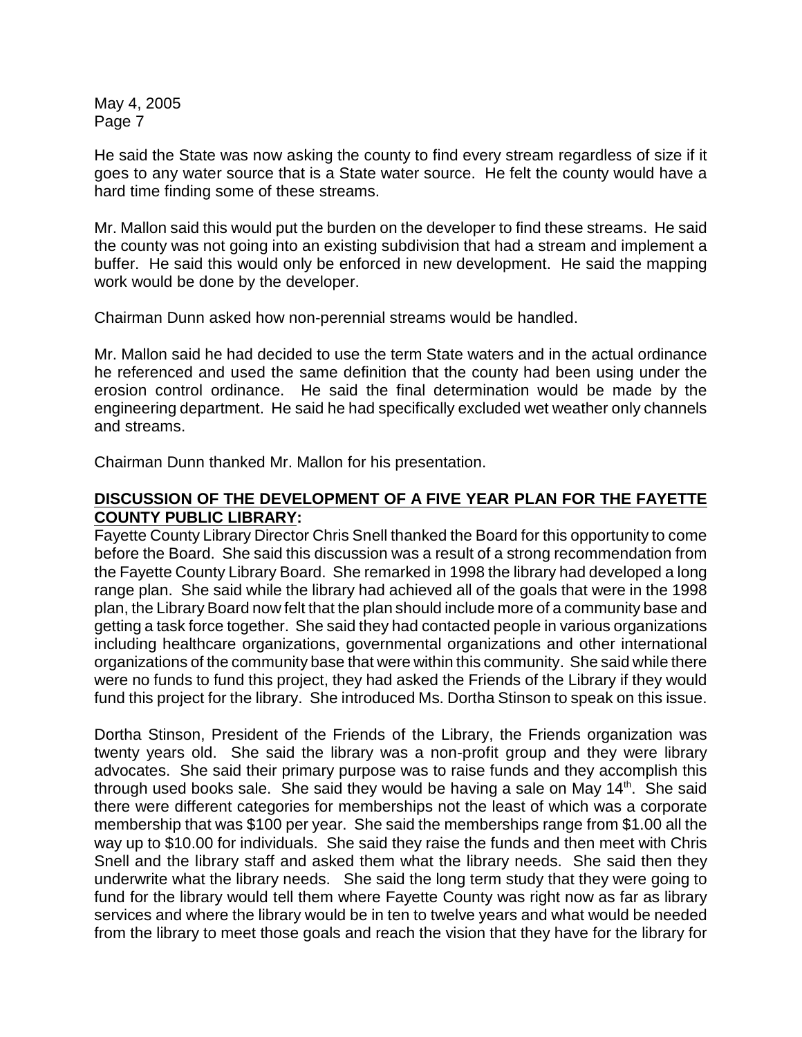He said the State was now asking the county to find every stream regardless of size if it goes to any water source that is a State water source. He felt the county would have a hard time finding some of these streams.

Mr. Mallon said this would put the burden on the developer to find these streams. He said the county was not going into an existing subdivision that had a stream and implement a buffer. He said this would only be enforced in new development. He said the mapping work would be done by the developer.

Chairman Dunn asked how non-perennial streams would be handled.

Mr. Mallon said he had decided to use the term State waters and in the actual ordinance he referenced and used the same definition that the county had been using under the erosion control ordinance. He said the final determination would be made by the engineering department. He said he had specifically excluded wet weather only channels and streams.

Chairman Dunn thanked Mr. Mallon for his presentation.

**DISCUSSION OF THE DEVELOPMENT OF A FIVE YEAR PLAN FOR THE FAYETTE COUNTY PUBLIC LIBRARY:**

Fayette County Library Director Chris Snell thanked the Board for this opportunity to come before the Board. She said this discussion was a result of a strong recommendation from the Fayette County Library Board. She remarked in 1998 the library had developed a long range plan. She said while the library had achieved all of the goals that were in the 1998 plan, the Library Board now felt that the plan should include more of a community base and getting a task force together. She said they had contacted people in various organizations including healthcare organizations, governmental organizations and other international organizations of the community base that were within this community. She said while there were no funds to fund this project, they had asked the Friends of the Library if they would fund this project for the library. She introduced Ms. Dortha Stinson to speak on this issue.

Dortha Stinson, President of the Friends of the Library, the Friends organization was twenty years old. She said the library was a non-profit group and they were library advocates. She said their primary purpose was to raise funds and they accomplish this through used books sale. She said they would be having a sale on May 14th. She said there were different categories for memberships not the least of which was a corporate membership that was $100 per year. She said the memberships range from $1.00 all the way up to $10.00 for individuals. She said they raise the funds and then meet with Chris Snell and the library staff and asked them what the library needs. She said then they underwrite what the library needs. She said the long term study that they were going to fund for the library would tell them where Fayette County was right now as far as library services and where the library would be in ten to twelve years and what would be needed from the library to meet those goals and reach the vision that they have for the library for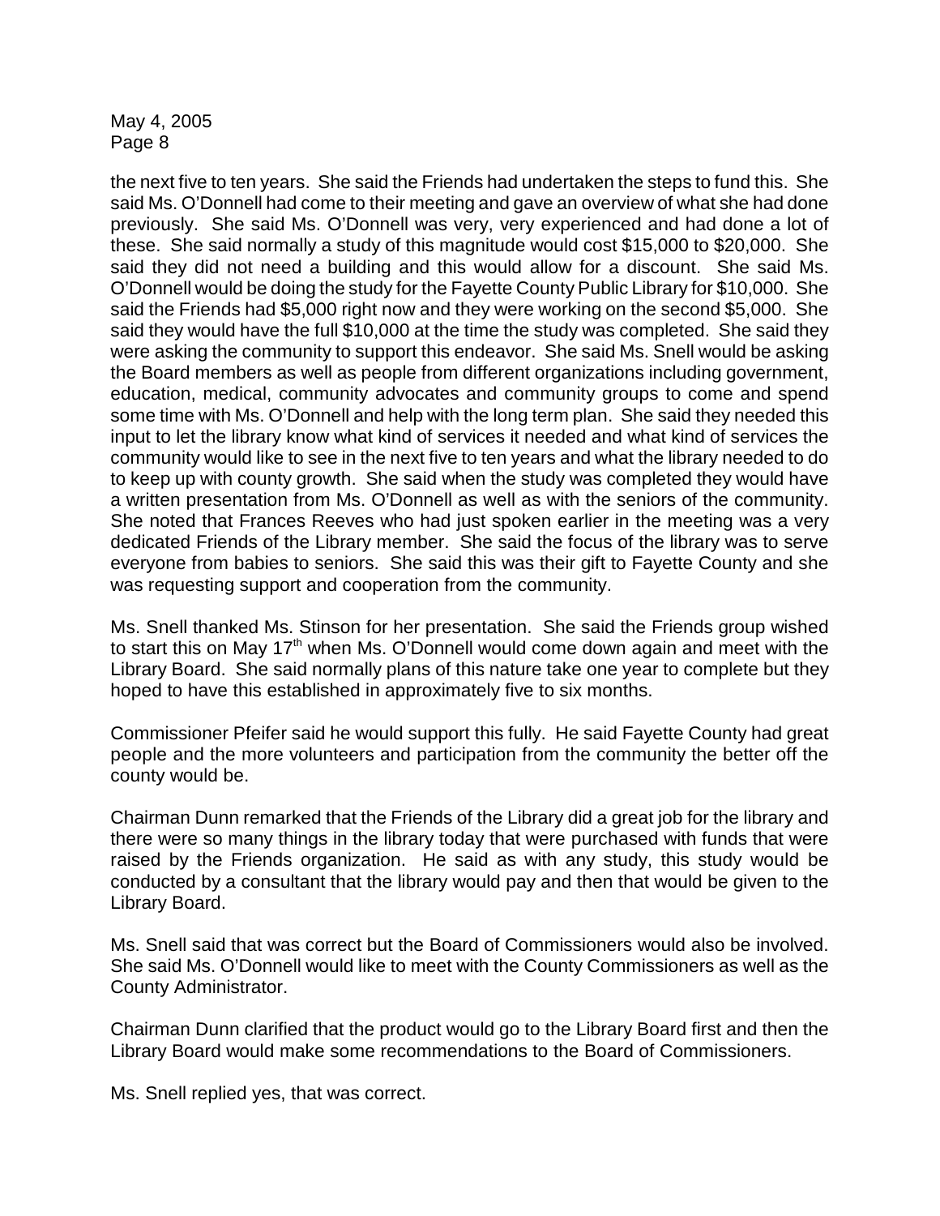the next five to ten years. She said the Friends had undertaken the steps to fund this. She said Ms. O'Donnell had come to their meeting and gave an overview of what she had done previously. She said Ms. O'Donnell was very, very experienced and had done a lot of these. She said normally a study of this magnitude would cost $15,000 to $20,000. She said they did not need a building and this would allow for a discount. She said Ms. O'Donnell would be doing the study for the Fayette County Public Library for $10,000. She said the Friends had $5,000 right now and they were working on the second $5,000. She said they would have the full $10,000 at the time the study was completed. She said they were asking the community to support this endeavor. She said Ms. Snell would be asking the Board members as well as people from different organizations including government, education, medical, community advocates and community groups to come and spend some time with Ms. O'Donnell and help with the long term plan. She said they needed this input to let the library know what kind of services it needed and what kind of services the community would like to see in the next five to ten years and what the library needed to do to keep up with county growth. She said when the study was completed they would have a written presentation from Ms. O'Donnell as well as with the seniors of the community. She noted that Frances Reeves who had just spoken earlier in the meeting was a very dedicated Friends of the Library member. She said the focus of the library was to serve everyone from babies to seniors. She said this was their gift to Fayette County and she was requesting support and cooperation from the community.

Ms. Snell thanked Ms. Stinson for her presentation. She said the Friends group wished to start this on May 17th when Ms. O'Donnell would come down again and meet with the Library Board. She said normally plans of this nature take one year to complete but they hoped to have this established in approximately five to six months.

Commissioner Pfeifer said he would support this fully. He said Fayette County had great people and the more volunteers and participation from the community the better off the county would be.

Chairman Dunn remarked that the Friends of the Library did a great job for the library and there were so many things in the library today that were purchased with funds that were raised by the Friends organization. He said as with any study, this study would be conducted by a consultant that the library would pay and then that would be given to the Library Board.

Ms. Snell said that was correct but the Board of Commissioners would also be involved. She said Ms. O'Donnell would like to meet with the County Commissioners as well as the County Administrator.

Chairman Dunn clarified that the product would go to the Library Board first and then the Library Board would make some recommendations to the Board of Commissioners.

Ms. Snell replied yes, that was correct.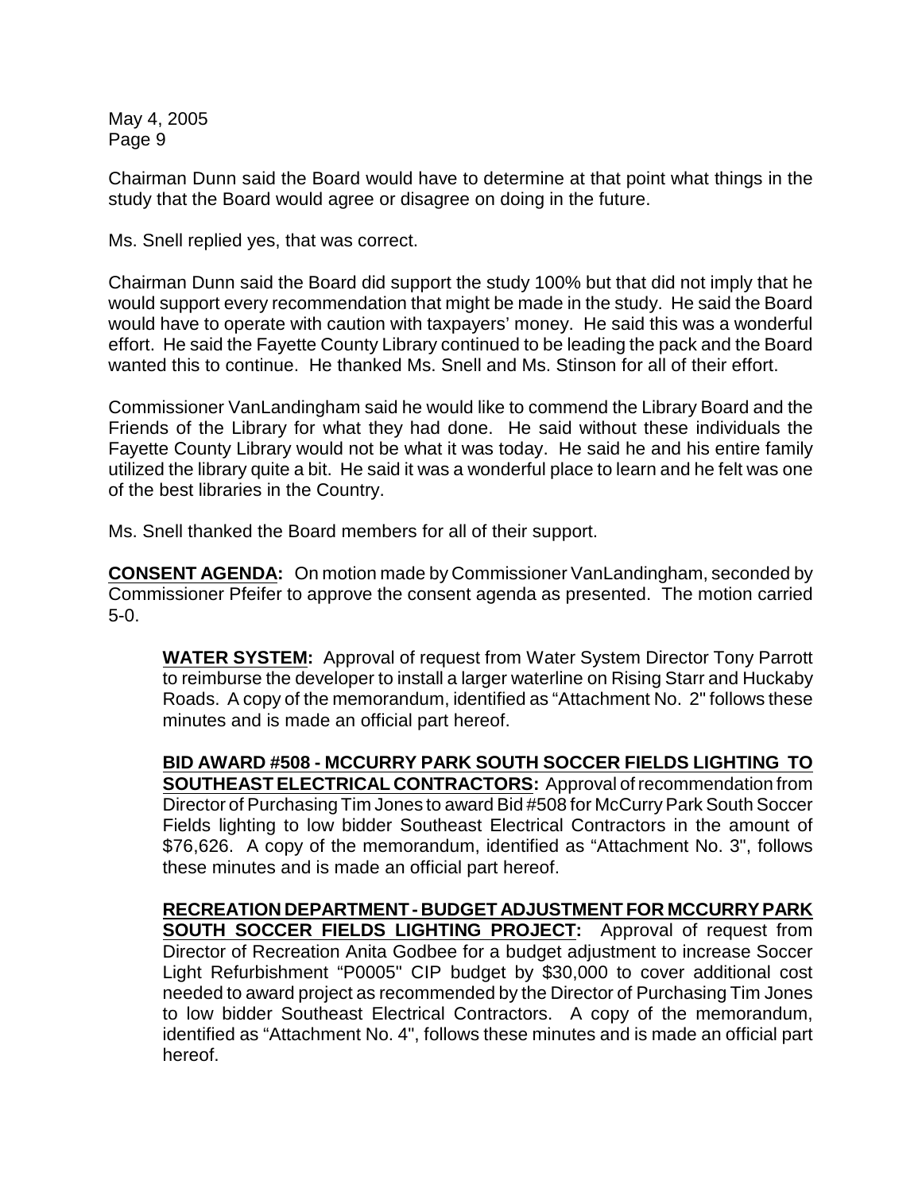Chairman Dunn said the Board would have to determine at that point what things in the study that the Board would agree or disagree on doing in the future.

Ms. Snell replied yes, that was correct.

Chairman Dunn said the Board did support the study 100% but that did not imply that he would support every recommendation that might be made in the study. He said the Board would have to operate with caution with taxpayers' money. He said this was a wonderful effort. He said the Fayette County Library continued to be leading the pack and the Board wanted this to continue. He thanked Ms. Snell and Ms. Stinson for all of their effort.

Commissioner VanLandingham said he would like to commend the Library Board and the Friends of the Library for what they had done. He said without these individuals the Fayette County Library would not be what it was today. He said he and his entire family utilized the library quite a bit. He said it was a wonderful place to learn and he felt was one of the best libraries in the Country.

Ms. Snell thanked the Board members for all of their support.

**CONSENT AGENDA:** On motion made by Commissioner VanLandingham, seconded by Commissioner Pfeifer to approve the consent agenda as presented. The motion carried 5-0.

> **WATER SYSTEM:** Approval of request from Water System Director Tony Parrott to reimburse the developer to install a larger waterline on Rising Starr and Huckaby Roads. A copy of the memorandum, identified as "Attachment No. 2" follows these minutes and is made an official part hereof.
>
> **BID AWARD #508 - MCCURRY PARK SOUTH SOCCER FIELDS LIGHTING TO SOUTHEAST ELECTRICAL CONTRACTORS:** Approval of recommendation from Director of Purchasing Tim Jones to award Bid #508 for McCurry Park South Soccer Fields lighting to low bidder Southeast Electrical Contractors in the amount of $76,626. A copy of the memorandum, identified as "Attachment No. 3", follows these minutes and is made an official part hereof.
>
> **RECREATION DEPARTMENT - BUDGET ADJUSTMENT FOR MCCURRY PARK SOUTH SOCCER FIELDS LIGHTING PROJECT:** Approval of request from Director of Recreation Anita Godbee for a budget adjustment to increase Soccer Light Refurbishment "P0005" CIP budget by $30,000 to cover additional cost needed to award project as recommended by the Director of Purchasing Tim Jones to low bidder Southeast Electrical Contractors. A copy of the memorandum, identified as "Attachment No. 4", follows these minutes and is made an official part hereof.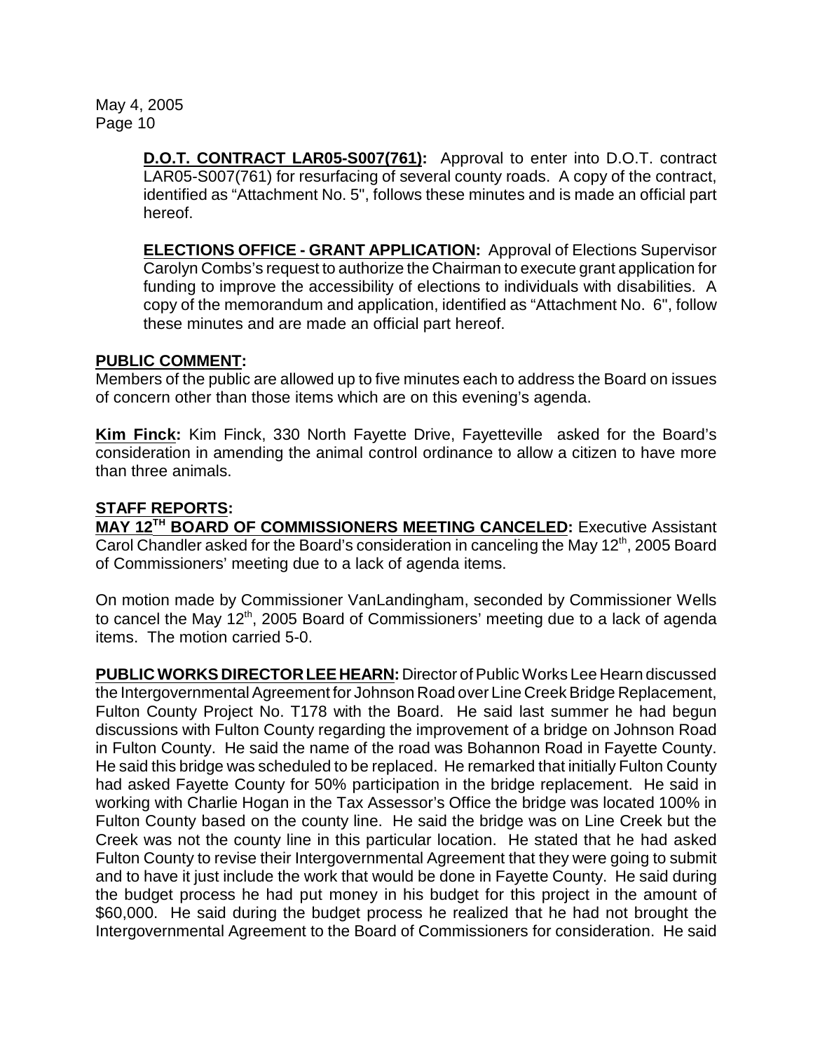**D.O.T. CONTRACT LAR05-S007(761):** Approval to enter into D.O.T. contract LAR05-S007(761) for resurfacing of several county roads. A copy of the contract, identified as "Attachment No. 5", follows these minutes and is made an official part hereof.

**ELECTIONS OFFICE - GRANT APPLICATION:** Approval of Elections Supervisor Carolyn Combs's request to authorize the Chairman to execute grant application for funding to improve the accessibility of elections to individuals with disabilities. A copy of the memorandum and application, identified as "Attachment No. 6", follow these minutes and are made an official part hereof.

**PUBLIC COMMENT:**

Members of the public are allowed up to five minutes each to address the Board on issues of concern other than those items which are on this evening's agenda.

**Kim Finck:** Kim Finck, 330 North Fayette Drive, Fayetteville asked for the Board's consideration in amending the animal control ordinance to allow a citizen to have more than three animals.

**STAFF REPORTS:**

**MAY 12TH BOARD OF COMMISSIONERS MEETING CANCELED:** Executive Assistant Carol Chandler asked for the Board's consideration in canceling the May 12th, 2005 Board of Commissioners' meeting due to a lack of agenda items.

On motion made by Commissioner VanLandingham, seconded by Commissioner Wells to cancel the May 12th, 2005 Board of Commissioners' meeting due to a lack of agenda items. The motion carried 5-0.

**PUBLIC WORKS DIRECTOR LEE HEARN:** Director of Public Works Lee Hearn discussed the Intergovernmental Agreement for Johnson Road over Line Creek Bridge Replacement, Fulton County Project No. T178 with the Board. He said last summer he had begun discussions with Fulton County regarding the improvement of a bridge on Johnson Road in Fulton County. He said the name of the road was Bohannon Road in Fayette County. He said this bridge was scheduled to be replaced. He remarked that initially Fulton County had asked Fayette County for 50% participation in the bridge replacement. He said in working with Charlie Hogan in the Tax Assessor's Office the bridge was located 100% in Fulton County based on the county line. He said the bridge was on Line Creek but the Creek was not the county line in this particular location. He stated that he had asked Fulton County to revise their Intergovernmental Agreement that they were going to submit and to have it just include the work that would be done in Fayette County. He said during the budget process he had put money in his budget for this project in the amount of \$60,000. He said during the budget process he realized that he had not brought the Intergovernmental Agreement to the Board of Commissioners for consideration. He said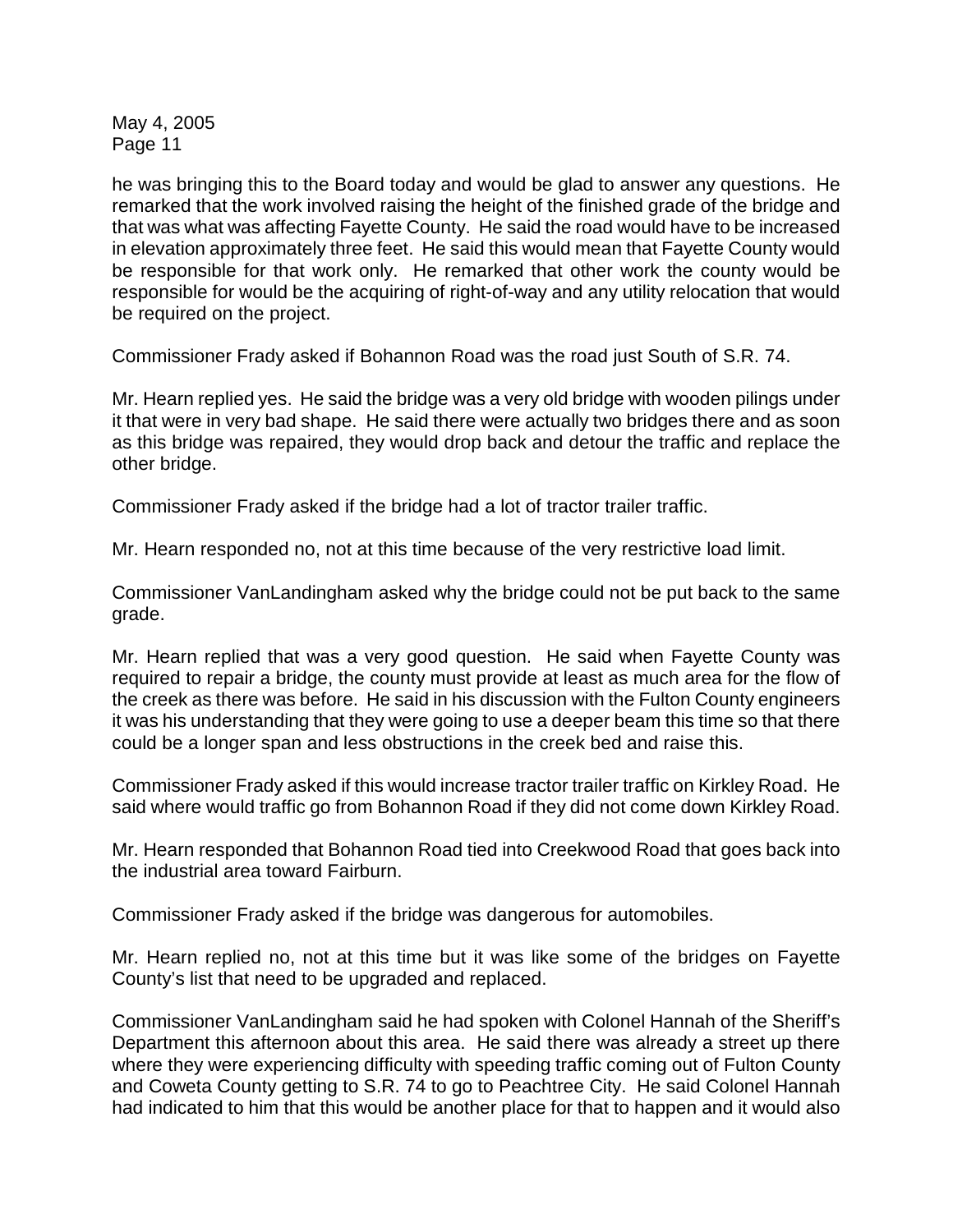he was bringing this to the Board today and would be glad to answer any questions. He remarked that the work involved raising the height of the finished grade of the bridge and that was what was affecting Fayette County. He said the road would have to be increased in elevation approximately three feet. He said this would mean that Fayette County would be responsible for that work only. He remarked that other work the county would be responsible for would be the acquiring of right-of-way and any utility relocation that would be required on the project.

Commissioner Frady asked if Bohannon Road was the road just South of S.R. 74.

Mr. Hearn replied yes. He said the bridge was a very old bridge with wooden pilings under it that were in very bad shape. He said there were actually two bridges there and as soon as this bridge was repaired, they would drop back and detour the traffic and replace the other bridge.

Commissioner Frady asked if the bridge had a lot of tractor trailer traffic.

Mr. Hearn responded no, not at this time because of the very restrictive load limit.

Commissioner VanLandingham asked why the bridge could not be put back to the same grade.

Mr. Hearn replied that was a very good question. He said when Fayette County was required to repair a bridge, the county must provide at least as much area for the flow of the creek as there was before. He said in his discussion with the Fulton County engineers it was his understanding that they were going to use a deeper beam this time so that there could be a longer span and less obstructions in the creek bed and raise this.

Commissioner Frady asked if this would increase tractor trailer traffic on Kirkley Road. He said where would traffic go from Bohannon Road if they did not come down Kirkley Road.

Mr. Hearn responded that Bohannon Road tied into Creekwood Road that goes back into the industrial area toward Fairburn.

Commissioner Frady asked if the bridge was dangerous for automobiles.

Mr. Hearn replied no, not at this time but it was like some of the bridges on Fayette County's list that need to be upgraded and replaced.

Commissioner VanLandingham said he had spoken with Colonel Hannah of the Sheriff's Department this afternoon about this area. He said there was already a street up there where they were experiencing difficulty with speeding traffic coming out of Fulton County and Coweta County getting to S.R. 74 to go to Peachtree City. He said Colonel Hannah had indicated to him that this would be another place for that to happen and it would also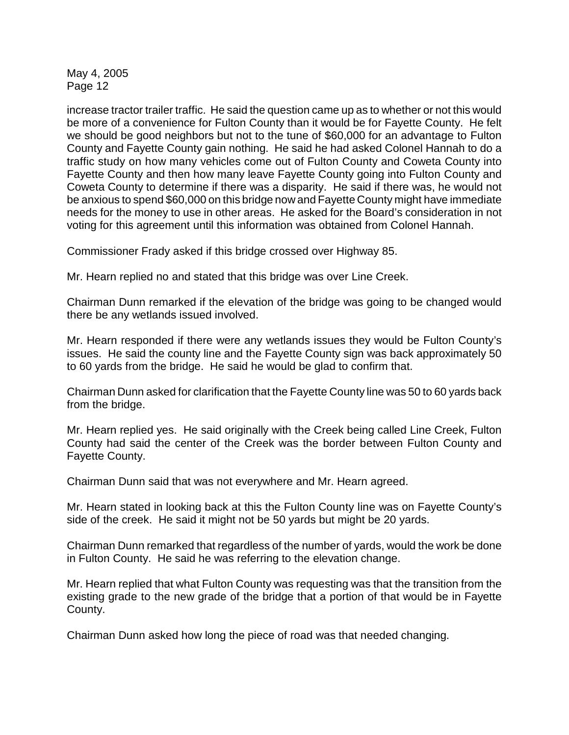increase tractor trailer traffic. He said the question came up as to whether or not this would be more of a convenience for Fulton County than it would be for Fayette County. He felt we should be good neighbors but not to the tune of $60,000 for an advantage to Fulton County and Fayette County gain nothing. He said he had asked Colonel Hannah to do a traffic study on how many vehicles come out of Fulton County and Coweta County into Fayette County and then how many leave Fayette County going into Fulton County and Coweta County to determine if there was a disparity. He said if there was, he would not be anxious to spend $60,000 on this bridge now and Fayette County might have immediate needs for the money to use in other areas. He asked for the Board's consideration in not voting for this agreement until this information was obtained from Colonel Hannah.

Commissioner Frady asked if this bridge crossed over Highway 85.

Mr. Hearn replied no and stated that this bridge was over Line Creek.

Chairman Dunn remarked if the elevation of the bridge was going to be changed would there be any wetlands issued involved.

Mr. Hearn responded if there were any wetlands issues they would be Fulton County's issues. He said the county line and the Fayette County sign was back approximately 50 to 60 yards from the bridge. He said he would be glad to confirm that.

Chairman Dunn asked for clarification that the Fayette County line was 50 to 60 yards back from the bridge.

Mr. Hearn replied yes. He said originally with the Creek being called Line Creek, Fulton County had said the center of the Creek was the border between Fulton County and Fayette County.

Chairman Dunn said that was not everywhere and Mr. Hearn agreed.

Mr. Hearn stated in looking back at this the Fulton County line was on Fayette County's side of the creek. He said it might not be 50 yards but might be 20 yards.

Chairman Dunn remarked that regardless of the number of yards, would the work be done in Fulton County. He said he was referring to the elevation change.

Mr. Hearn replied that what Fulton County was requesting was that the transition from the existing grade to the new grade of the bridge that a portion of that would be in Fayette County.

Chairman Dunn asked how long the piece of road was that needed changing.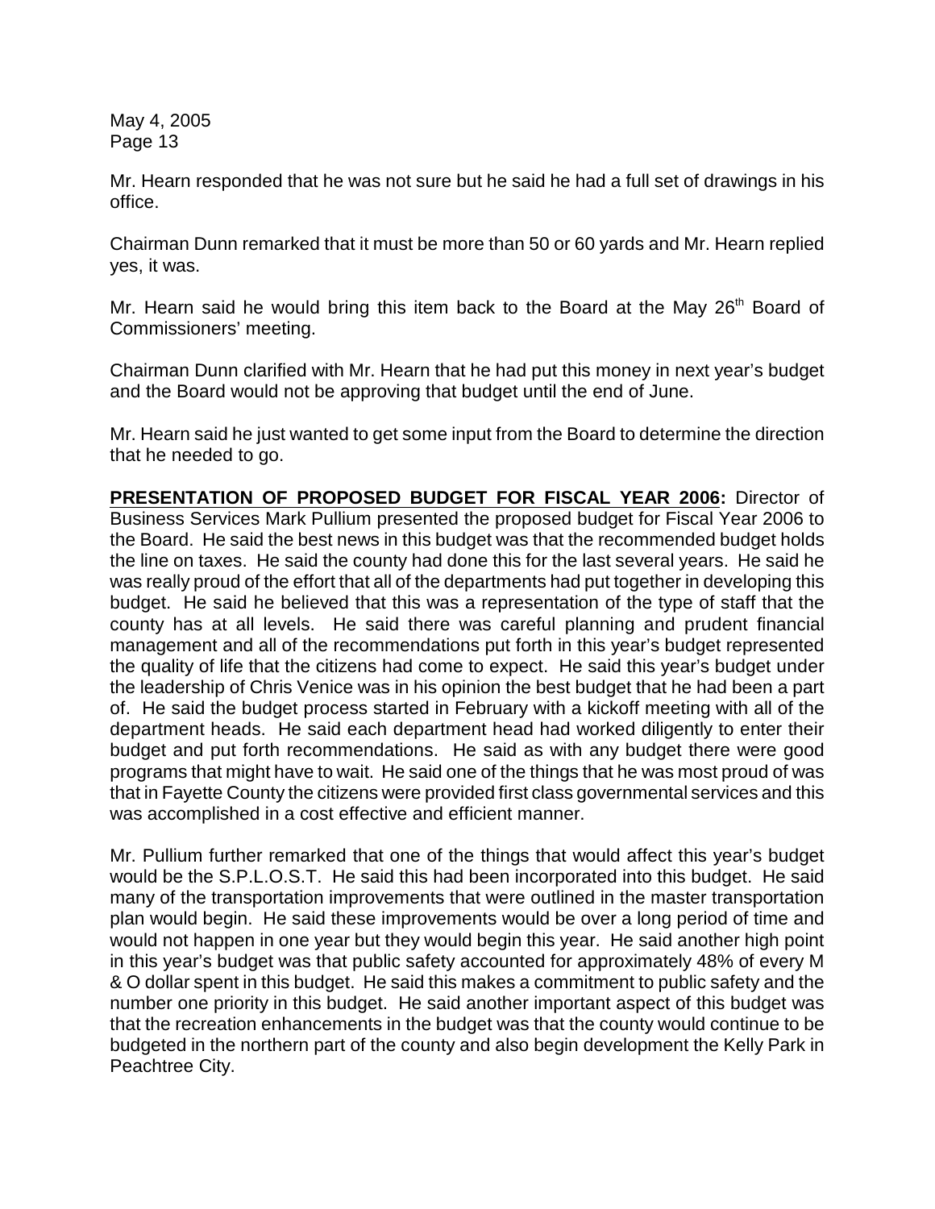Mr. Hearn responded that he was not sure but he said he had a full set of drawings in his office.

Chairman Dunn remarked that it must be more than 50 or 60 yards and Mr. Hearn replied yes, it was.

Mr. Hearn said he would bring this item back to the Board at the May 26th Board of Commissioners' meeting.

Chairman Dunn clarified with Mr. Hearn that he had put this money in next year's budget and the Board would not be approving that budget until the end of June.

Mr. Hearn said he just wanted to get some input from the Board to determine the direction that he needed to go.

**PRESENTATION OF PROPOSED BUDGET FOR FISCAL YEAR 2006:** Director of Business Services Mark Pullium presented the proposed budget for Fiscal Year 2006 to the Board. He said the best news in this budget was that the recommended budget holds the line on taxes. He said the county had done this for the last several years. He said he was really proud of the effort that all of the departments had put together in developing this budget. He said he believed that this was a representation of the type of staff that the county has at all levels. He said there was careful planning and prudent financial management and all of the recommendations put forth in this year's budget represented the quality of life that the citizens had come to expect. He said this year's budget under the leadership of Chris Venice was in his opinion the best budget that he had been a part of. He said the budget process started in February with a kickoff meeting with all of the department heads. He said each department head had worked diligently to enter their budget and put forth recommendations. He said as with any budget there were good programs that might have to wait. He said one of the things that he was most proud of was that in Fayette County the citizens were provided first class governmental services and this was accomplished in a cost effective and efficient manner.

Mr. Pullium further remarked that one of the things that would affect this year's budget would be the S.P.L.O.S.T. He said this had been incorporated into this budget. He said many of the transportation improvements that were outlined in the master transportation plan would begin. He said these improvements would be over a long period of time and would not happen in one year but they would begin this year. He said another high point in this year's budget was that public safety accounted for approximately 48% of every M & O dollar spent in this budget. He said this makes a commitment to public safety and the number one priority in this budget. He said another important aspect of this budget was that the recreation enhancements in the budget was that the county would continue to be budgeted in the northern part of the county and also begin development the Kelly Park in Peachtree City.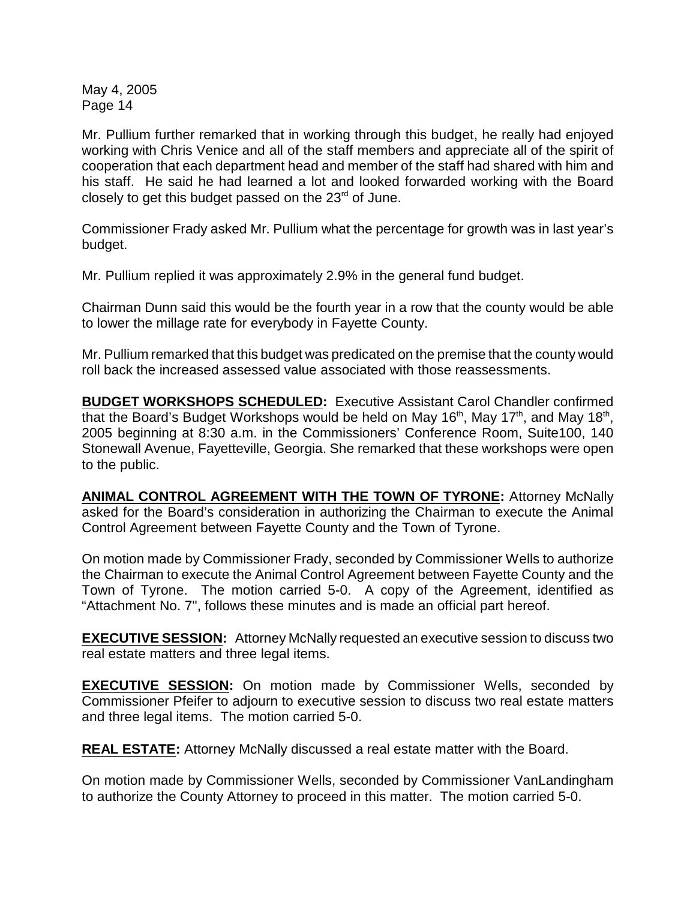Mr. Pullium further remarked that in working through this budget, he really had enjoyed working with Chris Venice and all of the staff members and appreciate all of the spirit of cooperation that each department head and member of the staff had shared with him and his staff. He said he had learned a lot and looked forwarded working with the Board closely to get this budget passed on the 23rd of June.

Commissioner Frady asked Mr. Pullium what the percentage for growth was in last year's budget.

Mr. Pullium replied it was approximately 2.9% in the general fund budget.

Chairman Dunn said this would be the fourth year in a row that the county would be able to lower the millage rate for everybody in Fayette County.

Mr. Pullium remarked that this budget was predicated on the premise that the county would roll back the increased assessed value associated with those reassessments.

**BUDGET WORKSHOPS SCHEDULED:** Executive Assistant Carol Chandler confirmed that the Board's Budget Workshops would be held on May 16th, May 17th, and May 18th, 2005 beginning at 8:30 a.m. in the Commissioners' Conference Room, Suite100, 140 Stonewall Avenue, Fayetteville, Georgia. She remarked that these workshops were open to the public.

**ANIMAL CONTROL AGREEMENT WITH THE TOWN OF TYRONE:** Attorney McNally asked for the Board's consideration in authorizing the Chairman to execute the Animal Control Agreement between Fayette County and the Town of Tyrone.

On motion made by Commissioner Frady, seconded by Commissioner Wells to authorize the Chairman to execute the Animal Control Agreement between Fayette County and the Town of Tyrone. The motion carried 5-0. A copy of the Agreement, identified as "Attachment No. 7", follows these minutes and is made an official part hereof.

**EXECUTIVE SESSION:** Attorney McNally requested an executive session to discuss two real estate matters and three legal items.

**EXECUTIVE SESSION:** On motion made by Commissioner Wells, seconded by Commissioner Pfeifer to adjourn to executive session to discuss two real estate matters and three legal items. The motion carried 5-0.

**REAL ESTATE:** Attorney McNally discussed a real estate matter with the Board.

On motion made by Commissioner Wells, seconded by Commissioner VanLandingham to authorize the County Attorney to proceed in this matter. The motion carried 5-0.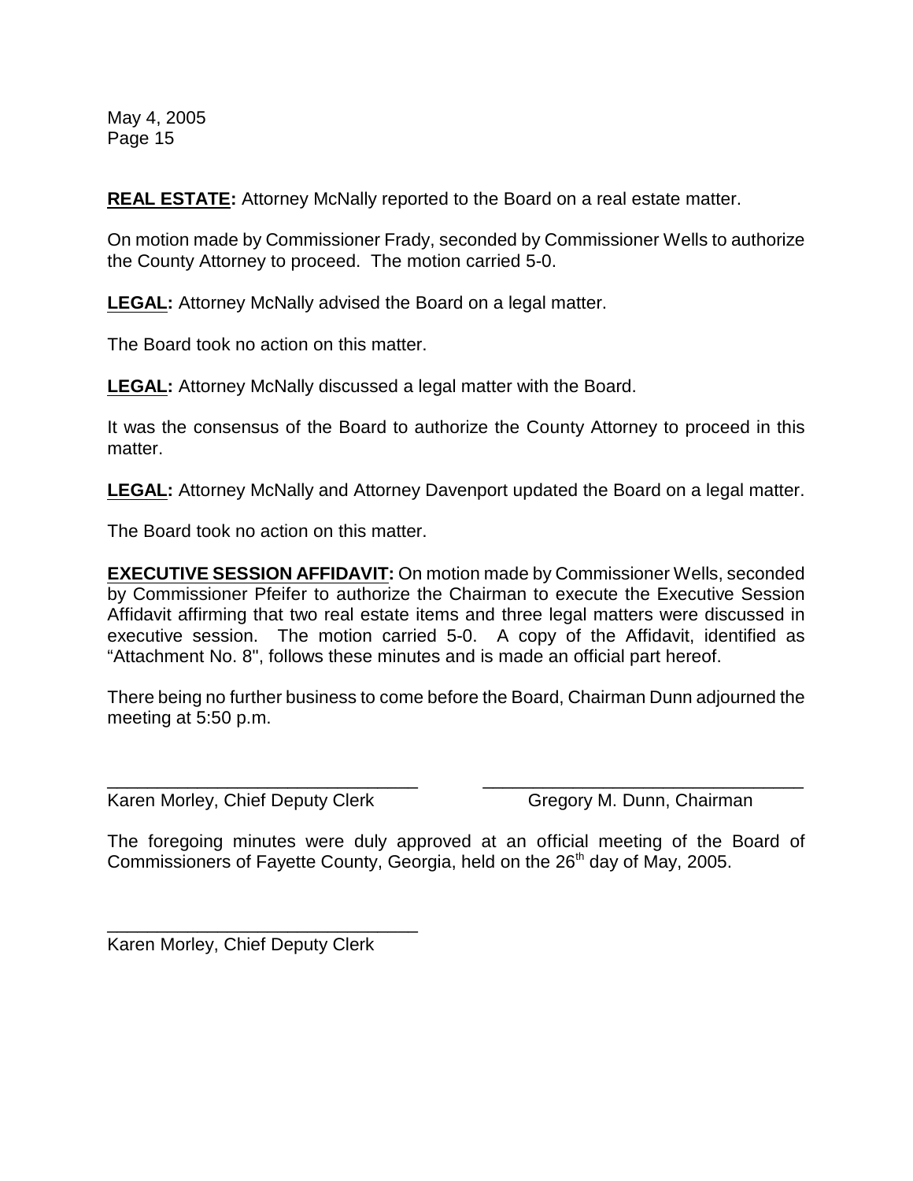**REAL ESTATE:** Attorney McNally reported to the Board on a real estate matter.

On motion made by Commissioner Frady, seconded by Commissioner Wells to authorize the County Attorney to proceed. The motion carried 5-0.

**LEGAL:** Attorney McNally advised the Board on a legal matter.

The Board took no action on this matter.

**LEGAL:** Attorney McNally discussed a legal matter with the Board.

It was the consensus of the Board to authorize the County Attorney to proceed in this matter.

**LEGAL:** Attorney McNally and Attorney Davenport updated the Board on a legal matter.

The Board took no action on this matter.

**EXECUTIVE SESSION AFFIDAVIT:** On motion made by Commissioner Wells, seconded by Commissioner Pfeifer to authorize the Chairman to execute the Executive Session Affidavit affirming that two real estate items and three legal matters were discussed in executive session. The motion carried 5-0. A copy of the Affidavit, identified as "Attachment No. 8", follows these minutes and is made an official part hereof.

There being no further business to come before the Board, Chairman Dunn adjourned the meeting at 5:50 p.m.

\_\_\_\_\_\_\_\_\_\_\_\_\_\_\_\_\_\_\_\_\_\_\_\_\_\_\_\_\_\_\_\_ \_\_\_\_\_\_\_\_\_\_\_\_\_\_\_\_\_\_\_\_\_\_\_\_\_\_\_\_\_\_\_\_

Karen Morley, Chief Deputy Clerk Gregory M. Dunn, Chairman

The foregoing minutes were duly approved at an official meeting of the Board of Commissioners of Fayette County, Georgia, held on the 26th day of May, 2005.

\_\_\_\_\_\_\_\_\_\_\_\_\_\_\_\_\_\_\_\_\_\_\_\_\_\_\_\_\_\_\_\_

Karen Morley, Chief Deputy Clerk